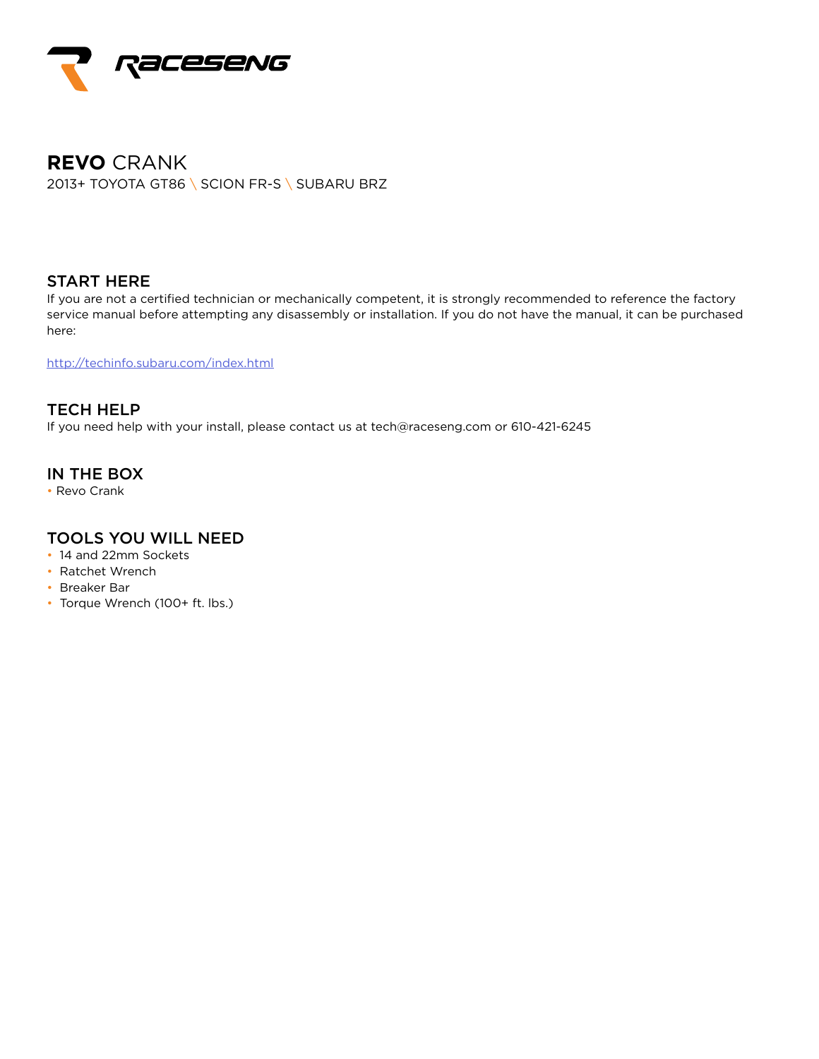RACESENG

# **REVO** CRANK

2013+ TOYOTA GT86 \ SCION FR-S \ SUBARU BRZ

## START HERE

If you are not a certified technician or mechanically competent, it is strongly recommended to reference the factory service manual before attempting any disassembly or installation. If you do not have the manual, it can be purchased here:

http://techinfo.subaru.com/index.html

## TECH HELP

If you need help with your install, please contact us at tech@raceseng.com or 610-421-6245

## IN THE BOX

- Revo Crank

## TOOLS YOU WILL NEED

- 14 and 22mm Sockets
- Ratchet Wrench
- Breaker Bar
- Torque Wrench (100+ ft. lbs.)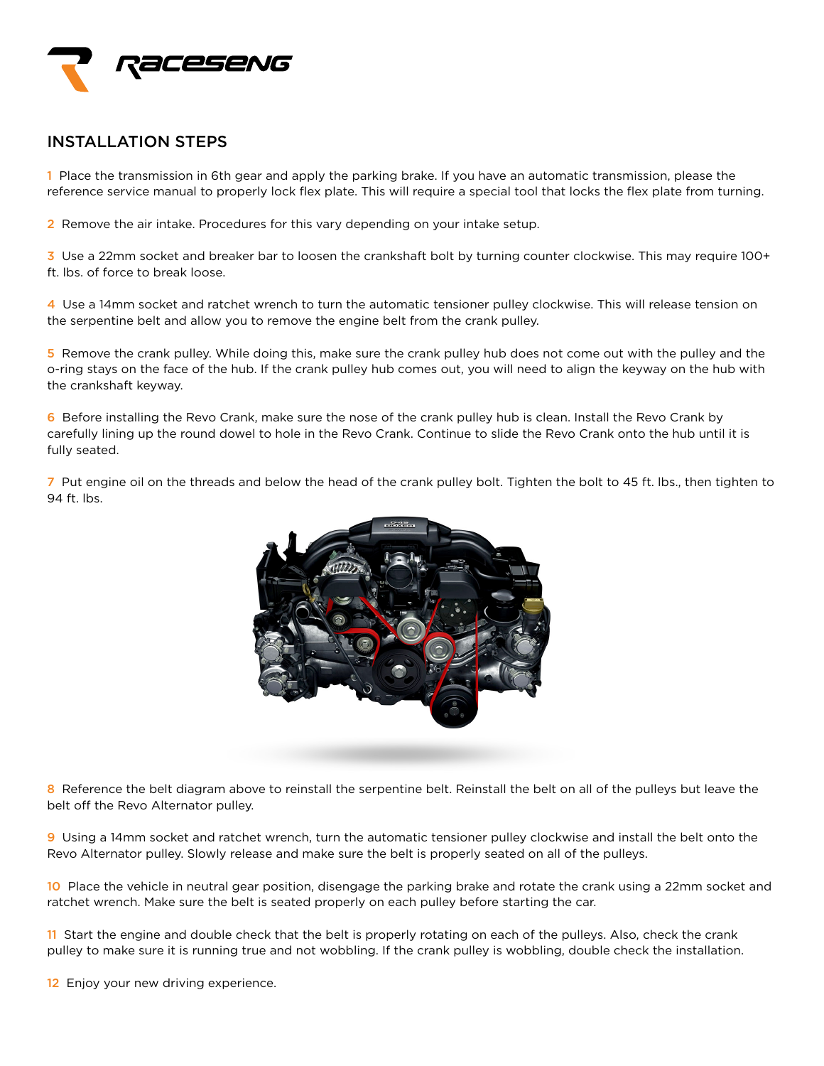## INSTALLATION STEPS

1 Place the transmission in 6th gear and apply the parking brake. If you have an automatic transmission, please the reference service manual to properly lock flex plate. This will require a special tool that locks the flex plate from turning.

2 Remove the air intake. Procedures for this vary depending on your intake setup.

3 Use a 22mm socket and breaker bar to loosen the crankshaft bolt by turning counter clockwise. This may require 100+ ft. lbs. of force to break loose.

4 Use a 14mm socket and ratchet wrench to turn the automatic tensioner pulley clockwise. This will release tension on the serpentine belt and allow you to remove the engine belt from the crank pulley.

5 Remove the crank pulley. While doing this, make sure the crank pulley hub does not come out with the pulley and the o-ring stays on the face of the hub. If the crank pulley hub comes out, you will need to align the keyway on the hub with the crankshaft keyway.

6 Before installing the Revo Crank, make sure the nose of the crank pulley hub is clean. Install the Revo Crank by carefully lining up the round dowel to hole in the Revo Crank. Continue to slide the Revo Crank onto the hub until it is fully seated.

7 Put engine oil on the threads and below the head of the crank pulley bolt. Tighten the bolt to 45 ft. lbs., then tighten to 94 ft. lbs.

8 Reference the belt diagram above to reinstall the serpentine belt. Reinstall the belt on all of the pulleys but leave the belt off the Revo Alternator pulley.

9 Using a 14mm socket and ratchet wrench, turn the automatic tensioner pulley clockwise and install the belt onto the Revo Alternator pulley. Slowly release and make sure the belt is properly seated on all of the pulleys.

10 Place the vehicle in neutral gear position, disengage the parking brake and rotate the crank using a 22mm socket and ratchet wrench. Make sure the belt is seated properly on each pulley before starting the car.

11 Start the engine and double check that the belt is properly rotating on each of the pulleys. Also, check the crank pulley to make sure it is running true and not wobbling. If the crank pulley is wobbling, double check the installation.

12 Enjoy your new driving experience.